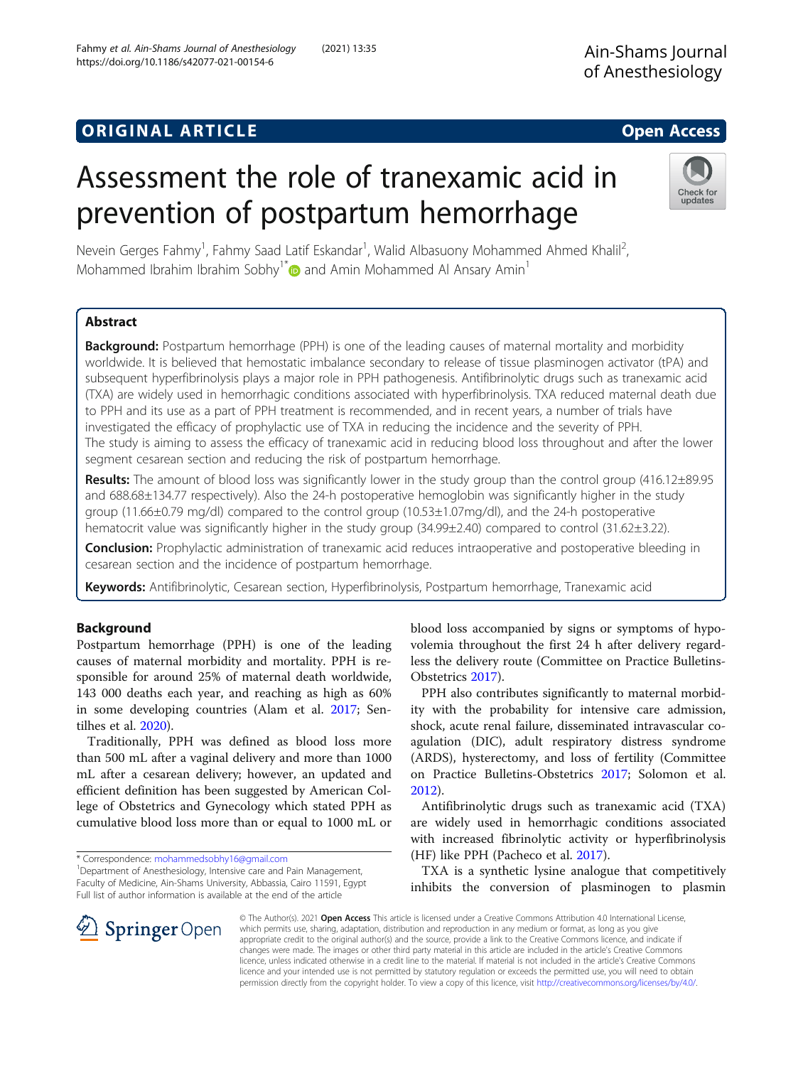ORIGINAL ARTICLE

Open Access

# Assessment the role of tranexamic acid in prevention of postpartum hemorrhage

Nevein Gerges Fahmy[1], Fahmy Saad Latif Eskandar[1], Walid Albasuony Mohammed Ahmed Khalil[2], Mohammed Ibrahim Ibrahim Sobhy[1*] and Amin Mohammed Al Ansary Amin[1]

## Abstract

**Background:** Postpartum hemorrhage (PPH) is one of the leading causes of maternal mortality and morbidity worldwide. It is believed that hemostatic imbalance secondary to release of tissue plasminogen activator (tPA) and subsequent hyperfibrinolysis plays a major role in PPH pathogenesis. Antifibrinolytic drugs such as tranexamic acid (TXA) are widely used in hemorrhagic conditions associated with hyperfibrinolysis. TXA reduced maternal death due to PPH and its use as a part of PPH treatment is recommended, and in recent years, a number of trials have investigated the efficacy of prophylactic use of TXA in reducing the incidence and the severity of PPH.
The study is aiming to assess the efficacy of tranexamic acid in reducing blood loss throughout and after the lower segment cesarean section and reducing the risk of postpartum hemorrhage.

**Results:** The amount of blood loss was significantly lower in the study group than the control group (416.12±89.95 and 688.68±134.77 respectively). Also the 24-h postoperative hemoglobin was significantly higher in the study group (11.66±0.79 mg/dl) compared to the control group (10.53±1.07mg/dl), and the 24-h postoperative hematocrit value was significantly higher in the study group (34.99±2.40) compared to control (31.62±3.22).

**Conclusion:** Prophylactic administration of tranexamic acid reduces intraoperative and postoperative bleeding in cesarean section and the incidence of postpartum hemorrhage.

**Keywords:** Antifibrinolytic, Cesarean section, Hyperfibrinolysis, Postpartum hemorrhage, Tranexamic acid

## Background

Postpartum hemorrhage (PPH) is one of the leading causes of maternal morbidity and mortality. PPH is responsible for around 25% of maternal death worldwide, 143 000 deaths each year, and reaching as high as 60% in some developing countries (Alam et al. 2017; Sentilhes et al. 2020).

Traditionally, PPH was defined as blood loss more than 500 mL after a vaginal delivery and more than 1000 mL after a cesarean delivery; however, an updated and efficient definition has been suggested by American College of Obstetrics and Gynecology which stated PPH as cumulative blood loss more than or equal to 1000 mL or blood loss accompanied by signs or symptoms of hypovolemia throughout the first 24 h after delivery regardless the delivery route (Committee on Practice Bulletins-Obstetrics 2017).

PPH also contributes significantly to maternal morbidity with the probability for intensive care admission, shock, acute renal failure, disseminated intravascular coagulation (DIC), adult respiratory distress syndrome (ARDS), hysterectomy, and loss of fertility (Committee on Practice Bulletins-Obstetrics 2017; Solomon et al. 2012).

Antifibrinolytic drugs such as tranexamic acid (TXA) are widely used in hemorrhagic conditions associated with increased fibrinolytic activity or hyperfibrinolysis (HF) like PPH (Pacheco et al. 2017).

TXA is a synthetic lysine analogue that competitively inhibits the conversion of plasminogen to plasmin

\* Correspondence: mohammedsobhy16@gmail.com
[1]Department of Anesthesiology, Intensive care and Pain Management, Faculty of Medicine, Ain-Shams University, Abbassia, Cairo 11591, Egypt
Full list of author information is available at the end of the article

© The Author(s). 2021 **Open Access** This article is licensed under a Creative Commons Attribution 4.0 International License, which permits use, sharing, adaptation, distribution and reproduction in any medium or format, as long as you give appropriate credit to the original author(s) and the source, provide a link to the Creative Commons licence, and indicate if changes were made. The images or other third party material in this article are included in the article's Creative Commons licence, unless indicated otherwise in a credit line to the material. If material is not included in the article's Creative Commons licence and your intended use is not permitted by statutory regulation or exceeds the permitted use, you will need to obtain permission directly from the copyright holder. To view a copy of this licence, visit http://creativecommons.org/licenses/by/4.0/.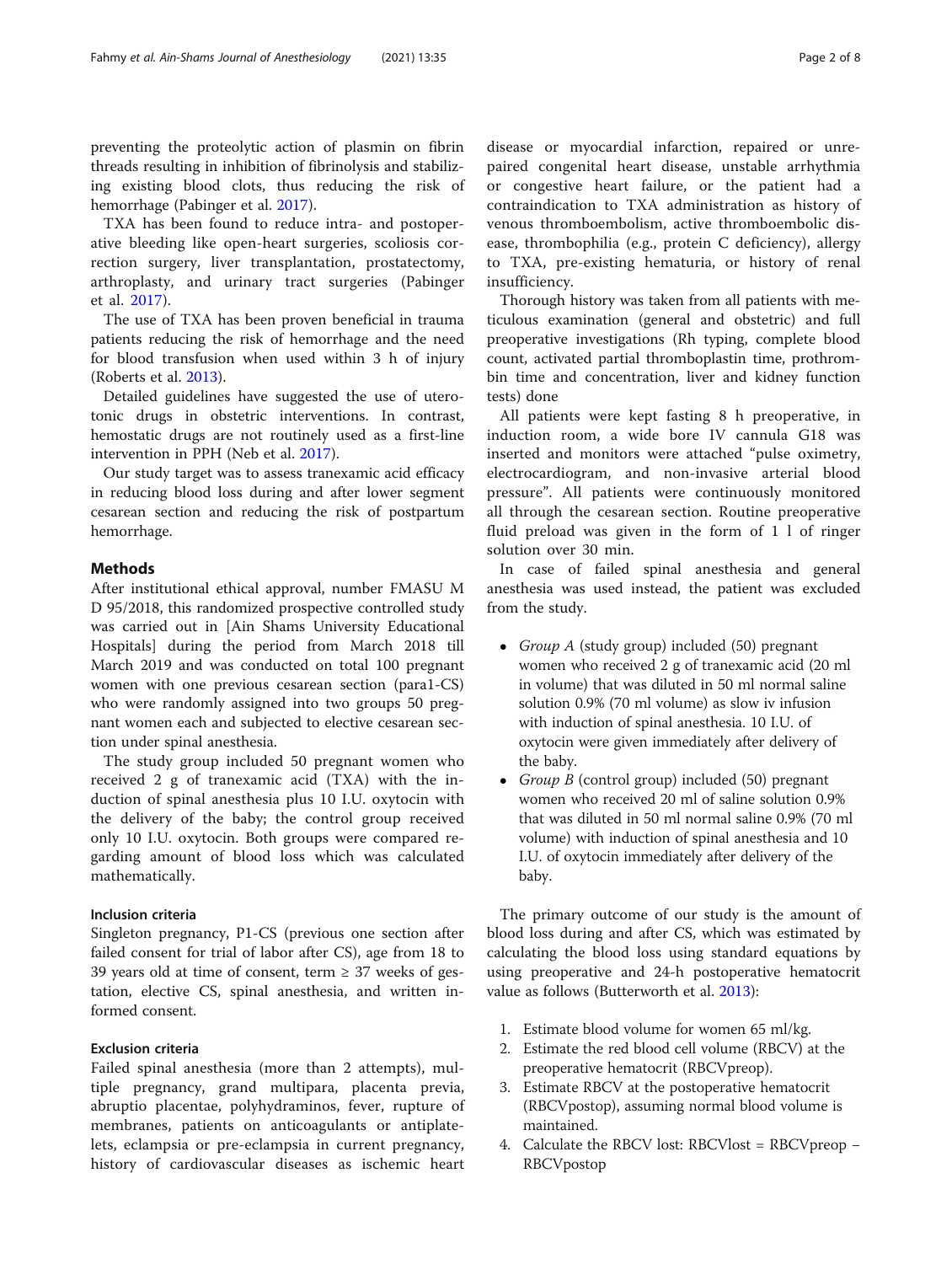preventing the proteolytic action of plasmin on fibrin threads resulting in inhibition of fibrinolysis and stabilizing existing blood clots, thus reducing the risk of hemorrhage (Pabinger et al. 2017).

TXA has been found to reduce intra- and postoperative bleeding like open-heart surgeries, scoliosis correction surgery, liver transplantation, prostatectomy, arthroplasty, and urinary tract surgeries (Pabinger et al. 2017).

The use of TXA has been proven beneficial in trauma patients reducing the risk of hemorrhage and the need for blood transfusion when used within 3 h of injury (Roberts et al. 2013).

Detailed guidelines have suggested the use of uterotonic drugs in obstetric interventions. In contrast, hemostatic drugs are not routinely used as a first-line intervention in PPH (Neb et al. 2017).

Our study target was to assess tranexamic acid efficacy in reducing blood loss during and after lower segment cesarean section and reducing the risk of postpartum hemorrhage.

## Methods

After institutional ethical approval, number FMASU M D 95/2018, this randomized prospective controlled study was carried out in [Ain Shams University Educational Hospitals] during the period from March 2018 till March 2019 and was conducted on total 100 pregnant women with one previous cesarean section (para1-CS) who were randomly assigned into two groups 50 pregnant women each and subjected to elective cesarean section under spinal anesthesia.

The study group included 50 pregnant women who received 2 g of tranexamic acid (TXA) with the induction of spinal anesthesia plus 10 I.U. oxytocin with the delivery of the baby; the control group received only 10 I.U. oxytocin. Both groups were compared regarding amount of blood loss which was calculated mathematically.

### Inclusion criteria

Singleton pregnancy, P1-CS (previous one section after failed consent for trial of labor after CS), age from 18 to 39 years old at time of consent, term ≥ 37 weeks of gestation, elective CS, spinal anesthesia, and written informed consent.

### Exclusion criteria

Failed spinal anesthesia (more than 2 attempts), multiple pregnancy, grand multipara, placenta previa, abruptio placentae, polyhydraminos, fever, rupture of membranes, patients on anticoagulants or antiplatelets, eclampsia or pre-eclampsia in current pregnancy, history of cardiovascular diseases as ischemic heart disease or myocardial infarction, repaired or unrepaired congenital heart disease, unstable arrhythmia or congestive heart failure, or the patient had a contraindication to TXA administration as history of venous thromboembolism, active thromboembolic disease, thrombophilia (e.g., protein C deficiency), allergy to TXA, pre-existing hematuria, or history of renal insufficiency.

Thorough history was taken from all patients with meticulous examination (general and obstetric) and full preoperative investigations (Rh typing, complete blood count, activated partial thromboplastin time, prothrombin time and concentration, liver and kidney function tests) done

All patients were kept fasting 8 h preoperative, in induction room, a wide bore IV cannula G18 was inserted and monitors were attached "pulse oximetry, electrocardiogram, and non-invasive arterial blood pressure". All patients were continuously monitored all through the cesarean section. Routine preoperative fluid preload was given in the form of 1 l of ringer solution over 30 min.

In case of failed spinal anesthesia and general anesthesia was used instead, the patient was excluded from the study.

- *Group A* (study group) included (50) pregnant women who received 2 g of tranexamic acid (20 ml in volume) that was diluted in 50 ml normal saline solution 0.9% (70 ml volume) as slow iv infusion with induction of spinal anesthesia. 10 I.U. of oxytocin were given immediately after delivery of the baby.
- *Group B* (control group) included (50) pregnant women who received 20 ml of saline solution 0.9% that was diluted in 50 ml normal saline 0.9% (70 ml volume) with induction of spinal anesthesia and 10 I.U. of oxytocin immediately after delivery of the baby.

The primary outcome of our study is the amount of blood loss during and after CS, which was estimated by calculating the blood loss using standard equations by using preoperative and 24-h postoperative hematocrit value as follows (Butterworth et al. 2013):

1. Estimate blood volume for women 65 ml/kg.
2. Estimate the red blood cell volume (RBCV) at the preoperative hematocrit (RBCVpreop).
3. Estimate RBCV at the postoperative hematocrit (RBCVpostop), assuming normal blood volume is maintained.
4. Calculate the RBCV lost: RBCVlost = RBCVpreop − RBCVpostop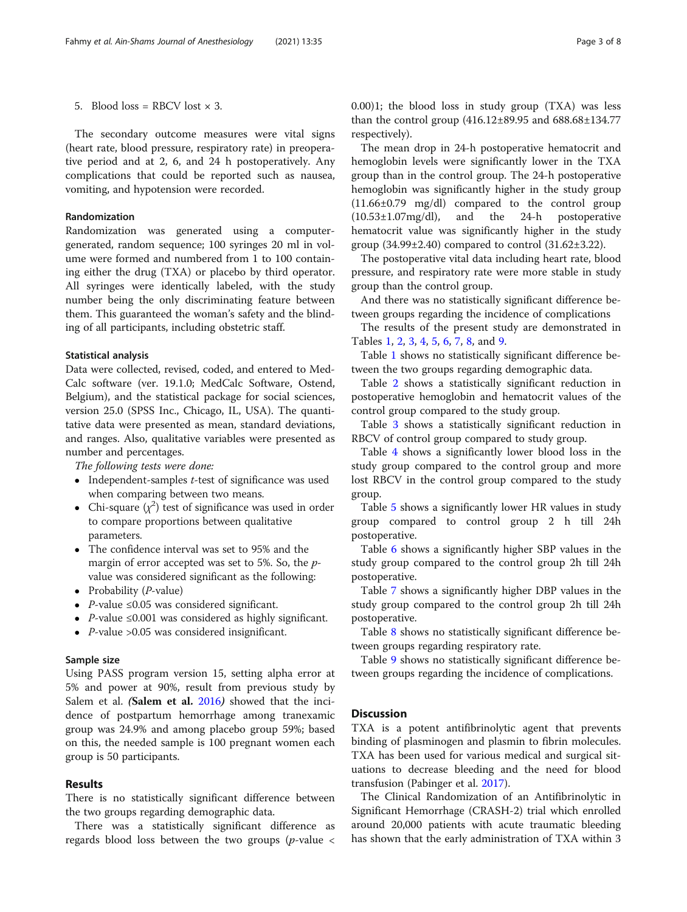5. Blood loss = RBCV lost × 3.

The secondary outcome measures were vital signs (heart rate, blood pressure, respiratory rate) in preoperative period and at 2, 6, and 24 h postoperatively. Any complications that could be reported such as nausea, vomiting, and hypotension were recorded.

### Randomization

Randomization was generated using a computer-generated, random sequence; 100 syringes 20 ml in volume were formed and numbered from 1 to 100 containing either the drug (TXA) or placebo by third operator. All syringes were identically labeled, with the study number being the only discriminating feature between them. This guaranteed the woman's safety and the blinding of all participants, including obstetric staff.

### Statistical analysis

Data were collected, revised, coded, and entered to MedCalc software (ver. 19.1.0; MedCalc Software, Ostend, Belgium), and the statistical package for social sciences, version 25.0 (SPSS Inc., Chicago, IL, USA). The quantitative data were presented as mean, standard deviations, and ranges. Also, qualitative variables were presented as number and percentages.

*The following tests were done:*

- Independent-samples *t*-test of significance was used when comparing between two means.
- Chi-square ($\chi^2$) test of significance was used in order to compare proportions between qualitative parameters.
- The confidence interval was set to 95% and the margin of error accepted was set to 5%. So, the *p*-value was considered significant as the following:
- Probability (*P*-value)
- *P*-value ≤0.05 was considered significant.
- *P*-value ≤0.001 was considered as highly significant.
- *P*-value >0.05 was considered insignificant.

### Sample size

Using PASS program version 15, setting alpha error at 5% and power at 90%, result from previous study by Salem et al. (**Salem et al.** 2016) showed that the incidence of postpartum hemorrhage among tranexamic group was 24.9% and among placebo group 59%; based on this, the needed sample is 100 pregnant women each group is 50 participants.

## Results

There is no statistically significant difference between the two groups regarding demographic data.

There was a statistically significant difference as regards blood loss between the two groups (*p*-value < 0.00)1; the blood loss in study group (TXA) was less than the control group (416.12±89.95 and 688.68±134.77 respectively).

The mean drop in 24-h postoperative hematocrit and hemoglobin levels were significantly lower in the TXA group than in the control group. The 24-h postoperative hemoglobin was significantly higher in the study group (11.66±0.79 mg/dl) compared to the control group (10.53±1.07mg/dl), and the 24-h postoperative hematocrit value was significantly higher in the study group (34.99±2.40) compared to control (31.62±3.22).

The postoperative vital data including heart rate, blood pressure, and respiratory rate were more stable in study group than the control group.

And there was no statistically significant difference between groups regarding the incidence of complications

The results of the present study are demonstrated in Tables 1, 2, 3, 4, 5, 6, 7, 8, and 9.

Table 1 shows no statistically significant difference between the two groups regarding demographic data.

Table 2 shows a statistically significant reduction in postoperative hemoglobin and hematocrit values of the control group compared to the study group.

Table 3 shows a statistically significant reduction in RBCV of control group compared to study group.

Table 4 shows a significantly lower blood loss in the study group compared to the control group and more lost RBCV in the control group compared to the study group.

Table 5 shows a significantly lower HR values in study group compared to control group 2 h till 24h postoperative.

Table 6 shows a significantly higher SBP values in the study group compared to the control group 2h till 24h postoperative.

Table 7 shows a significantly higher DBP values in the study group compared to the control group 2h till 24h postoperative.

Table 8 shows no statistically significant difference between groups regarding respiratory rate.

Table 9 shows no statistically significant difference between groups regarding the incidence of complications.

## Discussion

TXA is a potent antifibrinolytic agent that prevents binding of plasminogen and plasmin to fibrin molecules. TXA has been used for various medical and surgical situations to decrease bleeding and the need for blood transfusion (Pabinger et al. 2017).

The Clinical Randomization of an Antifibrinolytic in Significant Hemorrhage (CRASH-2) trial which enrolled around 20,000 patients with acute traumatic bleeding has shown that the early administration of TXA within 3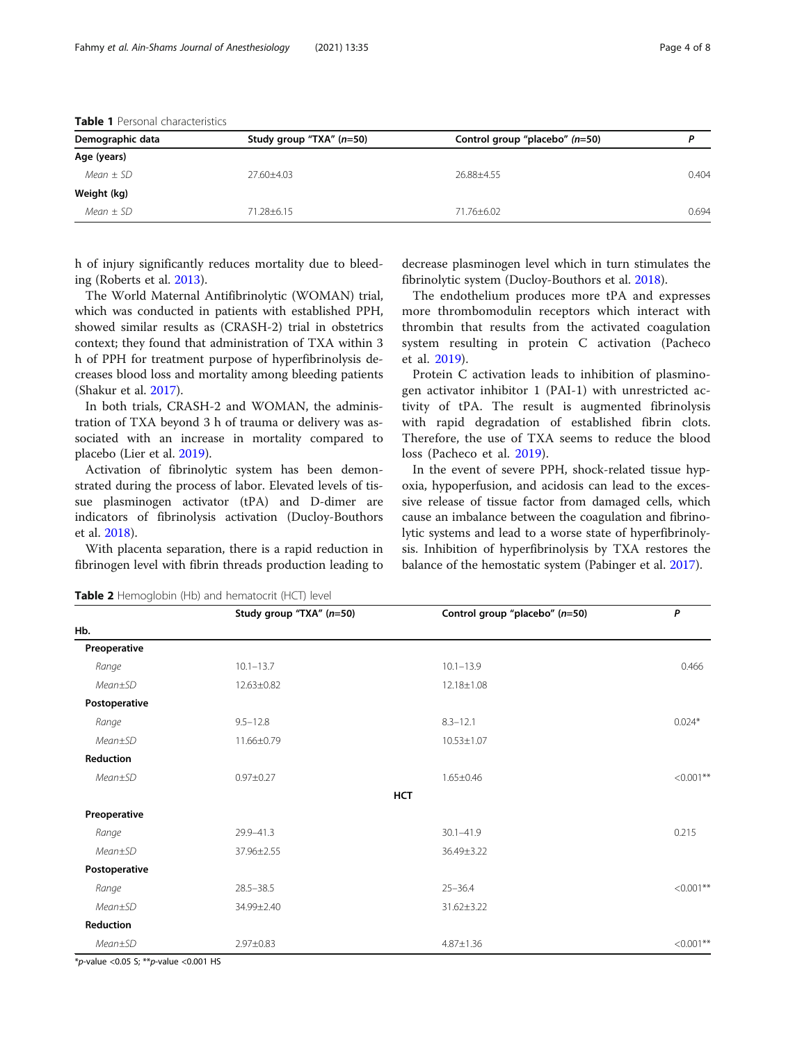**Table 1** Personal characteristics

| Demographic data | Study group "TXA" (*n*=50) | Control group "placebo" (*n*=50) | *P* |
|---|---|---|---|
| **Age (years)** | | | |
| *Mean ± SD* | 27.60±4.03 | 26.88±4.55 | 0.404 |
| **Weight (kg)** | | | |
| *Mean ± SD* | 71.28±6.15 | 71.76±6.02 | 0.694 |

h of injury significantly reduces mortality due to bleeding (Roberts et al. 2013).

The World Maternal Antifibrinolytic (WOMAN) trial, which was conducted in patients with established PPH, showed similar results as (CRASH-2) trial in obstetrics context; they found that administration of TXA within 3 h of PPH for treatment purpose of hyperfibrinolysis decreases blood loss and mortality among bleeding patients (Shakur et al. 2017).

In both trials, CRASH-2 and WOMAN, the administration of TXA beyond 3 h of trauma or delivery was associated with an increase in mortality compared to placebo (Lier et al. 2019).

Activation of fibrinolytic system has been demonstrated during the process of labor. Elevated levels of tissue plasminogen activator (tPA) and D-dimer are indicators of fibrinolysis activation (Ducloy-Bouthors et al. 2018).

With placenta separation, there is a rapid reduction in fibrinogen level with fibrin threads production leading to decrease plasminogen level which in turn stimulates the fibrinolytic system (Ducloy-Bouthors et al. 2018).

The endothelium produces more tPA and expresses more thrombomodulin receptors which interact with thrombin that results from the activated coagulation system resulting in protein C activation (Pacheco et al. 2019).

Protein C activation leads to inhibition of plasminogen activator inhibitor 1 (PAI-1) with unrestricted activity of tPA. The result is augmented fibrinolysis with rapid degradation of established fibrin clots. Therefore, the use of TXA seems to reduce the blood loss (Pacheco et al. 2019).

In the event of severe PPH, shock-related tissue hypoxia, hypoperfusion, and acidosis can lead to the excessive release of tissue factor from damaged cells, which cause an imbalance between the coagulation and fibrinolytic systems and lead to a worse state of hyperfibrinolysis. Inhibition of hyperfibrinolysis by TXA restores the balance of the hemostatic system (Pabinger et al. 2017).

**Table 2** Hemoglobin (Hb) and hematocrit (HCT) level

| | Study group "TXA" (*n*=50) | Control group "placebo" (*n*=50) | *P* |
|---|---|---|---|
| **Hb.** | | | |
| **Preoperative** | | | |
| *Range* | 10.1–13.7 | 10.1–13.9 | 0.466 |
| *Mean±SD* | 12.63±0.82 | 12.18±1.08 | |
| **Postoperative** | | | |
| *Range* | 9.5–12.8 | 8.3–12.1 | 0.024* |
| *Mean±SD* | 11.66±0.79 | 10.53±1.07 | |
| **Reduction** | | | |
| *Mean±SD* | 0.97±0.27 | 1.65±0.46 | <0.001** |
| **HCT** | | | |
| **Preoperative** | | | |
| *Range* | 29.9–41.3 | 30.1–41.9 | 0.215 |
| *Mean±SD* | 37.96±2.55 | 36.49±3.22 | |
| **Postoperative** | | | |
| *Range* | 28.5–38.5 | 25–36.4 | <0.001** |
| *Mean±SD* | 34.99±2.40 | 31.62±3.22 | |
| **Reduction** | | | |
| *Mean±SD* | 2.97±0.83 | 4.87±1.36 | <0.001** |

*$p$-value <0.05 S; **$p$-value <0.001 HS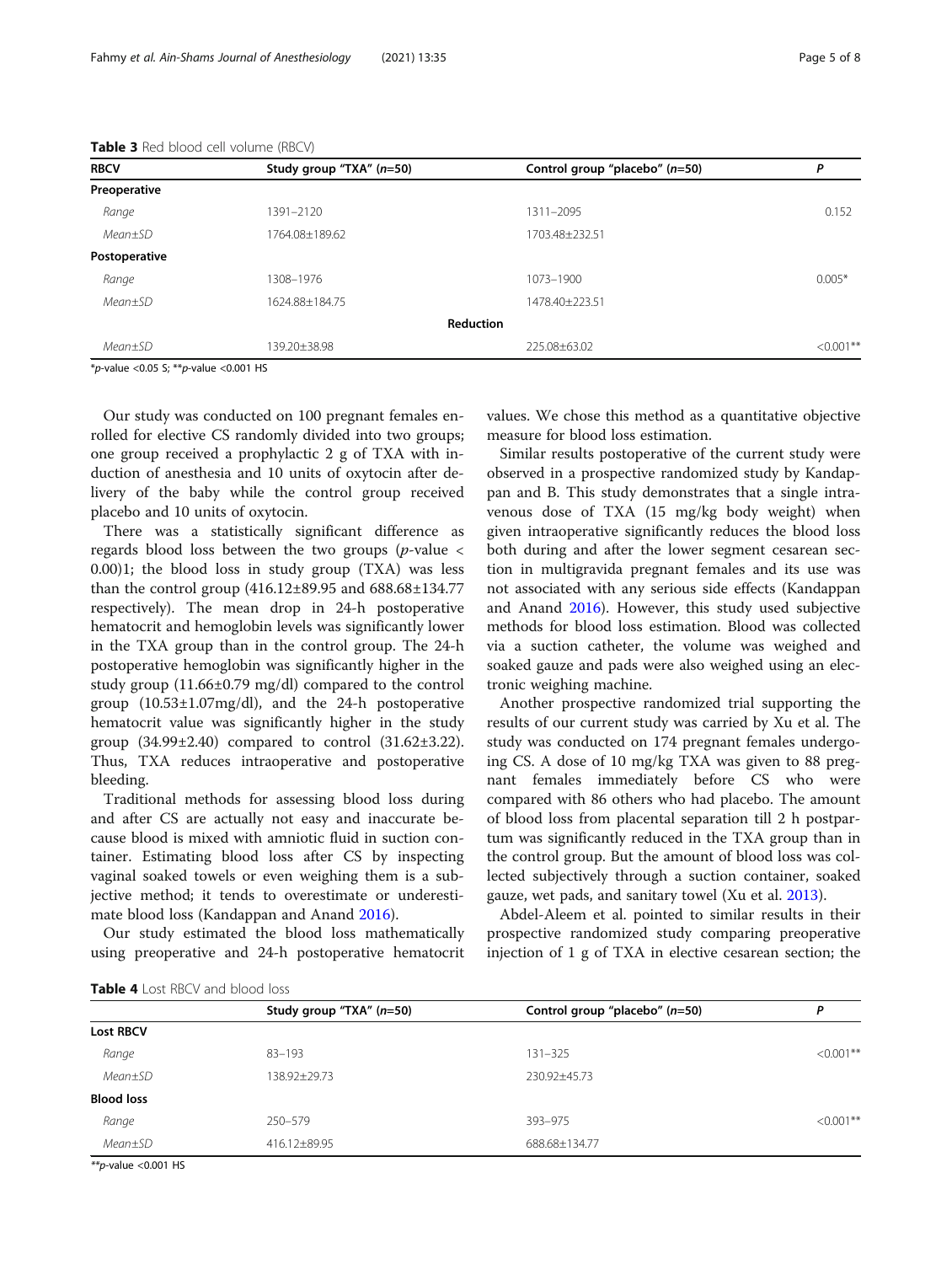**Table 3** Red blood cell volume (RBCV)

| RBCV | Study group "TXA" (*n*=50) | Control group "placebo" (*n*=50) | *P* |
|---|---|---|---|
| **Preoperative** | | | |
| *Range* | 1391–2120 | 1311–2095 | 0.152 |
| *Mean±SD* | 1764.08±189.62 | 1703.48±232.51 | |
| **Postoperative** | | | |
| *Range* | 1308–1976 | 1073–1900 | 0.005* |
| *Mean±SD* | 1624.88±184.75 | 1478.40±223.51 | |
| **Reduction** | | | |
| *Mean±SD* | 139.20±38.98 | 225.08±63.02 | <0.001** |

\**p*-value <0.05 S; \*\**p*-value <0.001 HS

Our study was conducted on 100 pregnant females enrolled for elective CS randomly divided into two groups; one group received a prophylactic 2 g of TXA with induction of anesthesia and 10 units of oxytocin after delivery of the baby while the control group received placebo and 10 units of oxytocin.

There was a statistically significant difference as regards blood loss between the two groups (*p*-value < 0.00)1; the blood loss in study group (TXA) was less than the control group (416.12±89.95 and 688.68±134.77 respectively). The mean drop in 24-h postoperative hematocrit and hemoglobin levels was significantly lower in the TXA group than in the control group. The 24-h postoperative hemoglobin was significantly higher in the study group (11.66±0.79 mg/dl) compared to the control group (10.53±1.07mg/dl), and the 24-h postoperative hematocrit value was significantly higher in the study group (34.99±2.40) compared to control (31.62±3.22). Thus, TXA reduces intraoperative and postoperative bleeding.

Traditional methods for assessing blood loss during and after CS are actually not easy and inaccurate because blood is mixed with amniotic fluid in suction container. Estimating blood loss after CS by inspecting vaginal soaked towels or even weighing them is a subjective method; it tends to overestimate or underestimate blood loss (Kandappan and Anand 2016).

Our study estimated the blood loss mathematically using preoperative and 24-h postoperative hematocrit values. We chose this method as a quantitative objective measure for blood loss estimation.

Similar results postoperative of the current study were observed in a prospective randomized study by Kandappan and B. This study demonstrates that a single intravenous dose of TXA (15 mg/kg body weight) when given intraoperative significantly reduces the blood loss both during and after the lower segment cesarean section in multigravida pregnant females and its use was not associated with any serious side effects (Kandappan and Anand 2016). However, this study used subjective methods for blood loss estimation. Blood was collected via a suction catheter, the volume was weighed and soaked gauze and pads were also weighed using an electronic weighing machine.

Another prospective randomized trial supporting the results of our current study was carried by Xu et al. The study was conducted on 174 pregnant females undergoing CS. A dose of 10 mg/kg TXA was given to 88 pregnant females immediately before CS who were compared with 86 others who had placebo. The amount of blood loss from placental separation till 2 h postpartum was significantly reduced in the TXA group than in the control group. But the amount of blood loss was collected subjectively through a suction container, soaked gauze, wet pads, and sanitary towel (Xu et al. 2013).

Abdel-Aleem et al. pointed to similar results in their prospective randomized study comparing preoperative injection of 1 g of TXA in elective cesarean section; the

**Table 4** Lost RBCV and blood loss

| | Study group "TXA" (*n*=50) | Control group "placebo" (*n*=50) | *P* |
|---|---|---|---|
| **Lost RBCV** | | | |
| *Range* | 83–193 | 131–325 | <0.001** |
| *Mean±SD* | 138.92±29.73 | 230.92±45.73 | |
| **Blood loss** | | | |
| *Range* | 250–579 | 393–975 | <0.001** |
| *Mean±SD* | 416.12±89.95 | 688.68±134.77 | |

\*\**p*-value <0.001 HS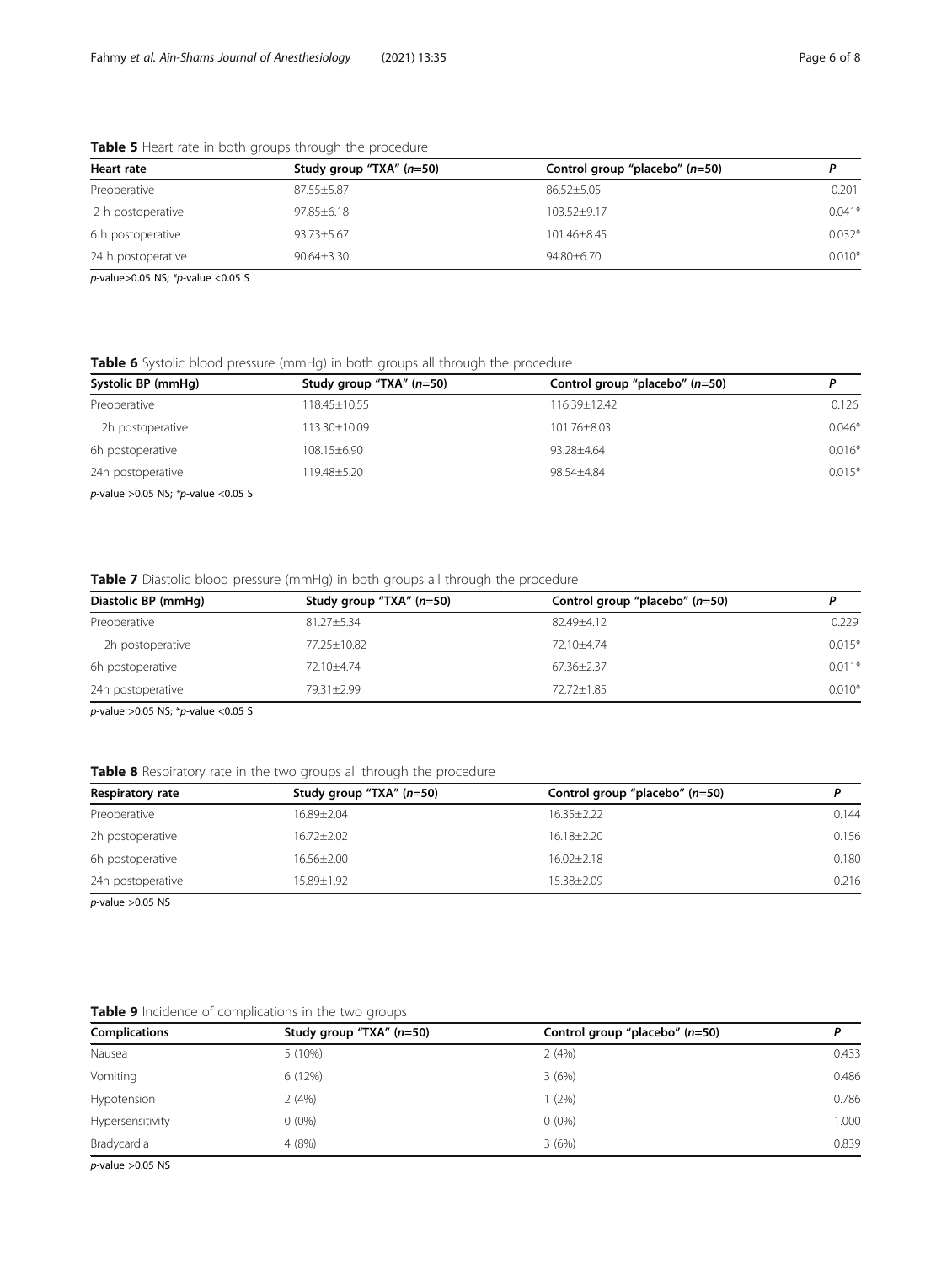**Table 5** Heart rate in both groups through the procedure

| Heart rate | Study group "TXA" (*n*=50) | Control group "placebo" (*n*=50) | *P* |
|---|---|---|---|
| Preoperative | 87.55±5.87 | 86.52±5.05 | 0.201 |
| 2 h postoperative | 97.85±6.18 | 103.52±9.17 | 0.041* |
| 6 h postoperative | 93.73±5.67 | 101.46±8.45 | 0.032* |
| 24 h postoperative | 90.64±3.30 | 94.80±6.70 | 0.010* |

*p*-value>0.05 NS; **p*-value <0.05 S

**Table 6** Systolic blood pressure (mmHg) in both groups all through the procedure

| Systolic BP (mmHg) | Study group "TXA" (*n*=50) | Control group "placebo" (*n*=50) | *P* |
|---|---|---|---|
| Preoperative | 118.45±10.55 | 116.39±12.42 | 0.126 |
| 2h postoperative | 113.30±10.09 | 101.76±8.03 | 0.046* |
| 6h postoperative | 108.15±6.90 | 93.28±4.64 | 0.016* |
| 24h postoperative | 119.48±5.20 | 98.54±4.84 | 0.015* |

*p*-value >0.05 NS; **p*-value <0.05 S

**Table 7** Diastolic blood pressure (mmHg) in both groups all through the procedure

| Diastolic BP (mmHg) | Study group "TXA" (*n*=50) | Control group "placebo" (*n*=50) | *P* |
|---|---|---|---|
| Preoperative | 81.27±5.34 | 82.49±4.12 | 0.229 |
| 2h postoperative | 77.25±10.82 | 72.10±4.74 | 0.015* |
| 6h postoperative | 72.10±4.74 | 67.36±2.37 | 0.011* |
| 24h postoperative | 79.31±2.99 | 72.72±1.85 | 0.010* |

*p*-value >0.05 NS; **p*-value <0.05 S

**Table 8** Respiratory rate in the two groups all through the procedure

| Respiratory rate | Study group "TXA" (*n*=50) | Control group "placebo" (*n*=50) | *P* |
|---|---|---|---|
| Preoperative | 16.89±2.04 | 16.35±2.22 | 0.144 |
| 2h postoperative | 16.72±2.02 | 16.18±2.20 | 0.156 |
| 6h postoperative | 16.56±2.00 | 16.02±2.18 | 0.180 |
| 24h postoperative | 15.89±1.92 | 15.38±2.09 | 0.216 |

*p*-value >0.05 NS

**Table 9** Incidence of complications in the two groups

| Complications | Study group "TXA" (*n*=50) | Control group "placebo" (*n*=50) | *P* |
|---|---|---|---|
| Nausea | 5 (10%) | 2 (4%) | 0.433 |
| Vomiting | 6 (12%) | 3 (6%) | 0.486 |
| Hypotension | 2 (4%) | 1 (2%) | 0.786 |
| Hypersensitivity | 0 (0%) | 0 (0%) | 1.000 |
| Bradycardia | 4 (8%) | 3 (6%) | 0.839 |

*p*-value >0.05 NS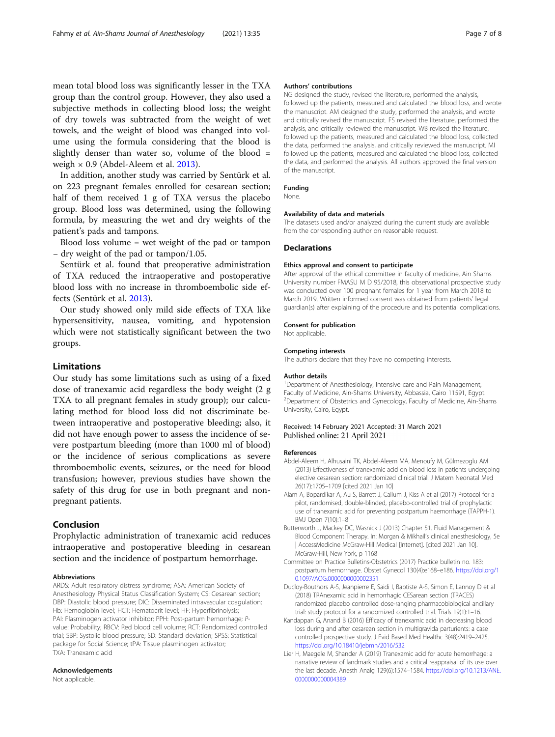mean total blood loss was significantly lesser in the TXA group than the control group. However, they also used a subjective methods in collecting blood loss; the weight of dry towels was subtracted from the weight of wet towels, and the weight of blood was changed into volume using the formula considering that the blood is slightly denser than water so, volume of the blood = weigh × 0.9 (Abdel-Aleem et al. 2013).

In addition, another study was carried by Sentürk et al. on 223 pregnant females enrolled for cesarean section; half of them received 1 g of TXA versus the placebo group. Blood loss was determined, using the following formula, by measuring the wet and dry weights of the patient's pads and tampons.

Blood loss volume = wet weight of the pad or tampon − dry weight of the pad or tampon/1.05.

Sentürk et al. found that preoperative administration of TXA reduced the intraoperative and postoperative blood loss with no increase in thromboembolic side effects (Sentürk et al. 2013).

Our study showed only mild side effects of TXA like hypersensitivity, nausea, vomiting, and hypotension which were not statistically significant between the two groups.

## Limitations

Our study has some limitations such as using of a fixed dose of tranexamic acid regardless the body weight (2 g TXA to all pregnant females in study group); our calculating method for blood loss did not discriminate between intraoperative and postoperative bleeding; also, it did not have enough power to assess the incidence of severe postpartum bleeding (more than 1000 ml of blood) or the incidence of serious complications as severe thromboembolic events, seizures, or the need for blood transfusion; however, previous studies have shown the safety of this drug for use in both pregnant and non-pregnant patients.

## Conclusion

Prophylactic administration of tranexamic acid reduces intraoperative and postoperative bleeding in cesarean section and the incidence of postpartum hemorrhage.

### Abbreviations

ARDS: Adult respiratory distress syndrome; ASA: American Society of Anesthesiology Physical Status Classification System; CS: Cesarean section; DBP: Diastolic blood pressure; DIC: Disseminated intravascular coagulation; Hb: Hemoglobin level; HCT: Hematocrit level; HF: Hyperfibrinolysis; PAI: Plasminogen activator inhibitor; PPH: Post-partum hemorrhage; *P*-value: Probability; RBCV: Red blood cell volume; RCT: Randomized controlled trial; SBP: Systolic blood pressure; SD: Standard deviation; SPSS: Statistical package for Social Science; tPA: Tissue plasminogen activator; TXA: Tranexamic acid

### Acknowledgements

Not applicable.

### Authors' contributions

NG designed the study, revised the literature, performed the analysis, followed up the patients, measured and calculated the blood loss, and wrote the manuscript. AM designed the study, performed the analysis, and wrote and critically revised the manuscript. FS revised the literature, performed the analysis, and critically reviewed the manuscript. WB revised the literature, followed up the patients, measured and calculated the blood loss, collected the data, performed the analysis, and critically reviewed the manuscript. MI followed up the patients, measured and calculated the blood loss, collected the data, and performed the analysis. All authors approved the final version of the manuscript.

### Funding

None.

### Availability of data and materials

The datasets used and/or analyzed during the current study are available from the corresponding author on reasonable request.

## Declarations

### Ethics approval and consent to participate

After approval of the ethical committee in faculty of medicine, Ain Shams University number FMASU M D 95/2018, this observational prospective study was conducted over 100 pregnant females for 1 year from March 2018 to March 2019. Written informed consent was obtained from patients' legal guardian(s) after explaining of the procedure and its potential complications.

### Consent for publication

Not applicable.

### Competing interests

The authors declare that they have no competing interests.

### Author details

[1]Department of Anesthesiology, Intensive care and Pain Management, Faculty of Medicine, Ain-Shams University, Abbassia, Cairo 11591, Egypt. [2]Department of Obstetrics and Gynecology, Faculty of Medicine, Ain-Shams University, Cairo, Egypt.

Received: 14 February 2021 Accepted: 31 March 2021
Published online: 21 April 2021

### References

Abdel-Aleem H, Alhusaini TK, Abdel-Aleem MA, Menoufy M, Gülmezoglu AM (2013) Effectiveness of tranexamic acid on blood loss in patients undergoing elective cesarean section: randomized clinical trial. J Matern Neonatal Med 26(17):1705–1709 [cited 2021 Jan 10]

Alam A, Bopardikar A, Au S, Barrett J, Callum J, Kiss A et al (2017) Protocol for a pilot, randomised, double-blinded, placebo-controlled trial of prophylactic use of tranexamic acid for preventing postpartum haemorrhage (TAPPH-1). BMJ Open 7(10):1–8

Butterworth J, Mackey DC, Wasnick J (2013) Chapter 51. Fluid Management & Blood Component Therapy. In: Morgan & Mikhail's clinical anesthesiology, 5e | AccessMedicine McGraw-Hill Medical [Internet]. [cited 2021 Jan 10]. McGraw-Hill, New York, p 1168

Committee on Practice Bulletins-Obstetrics (2017) Practice bulletin no. 183: postpartum hemorrhage. Obstet Gynecol 130(4):e168–e186. https://doi.org/10.1097/AOG.0000000000002351

Ducloy-Bouthors A-S, Jeanpierre E, Saidi I, Baptiste A-S, Simon E, Lannoy D et al (2018) TRAnexamic acid in hemorrhagic CESarean section (TRACES) randomized placebo controlled dose-ranging pharmacobiological ancillary trial: study protocol for a randomized controlled trial. Trials 19(1):1–16.

Kandappan G, Anand B (2016) Efficacy of tranexamic acid in decreasing blood loss during and after cesarean section in multigravida parturients: a case controlled prospective study. J Evid Based Med Healthc 3(48):2419–2425. https://doi.org/10.18410/jebmh/2016/532

Lier H, Maegele M, Shander A (2019) Tranexamic acid for acute hemorrhage: a narrative review of landmark studies and a critical reappraisal of its use over the last decade. Anesth Analg 129(6):1574–1584. https://doi.org/10.1213/ANE.0000000000004389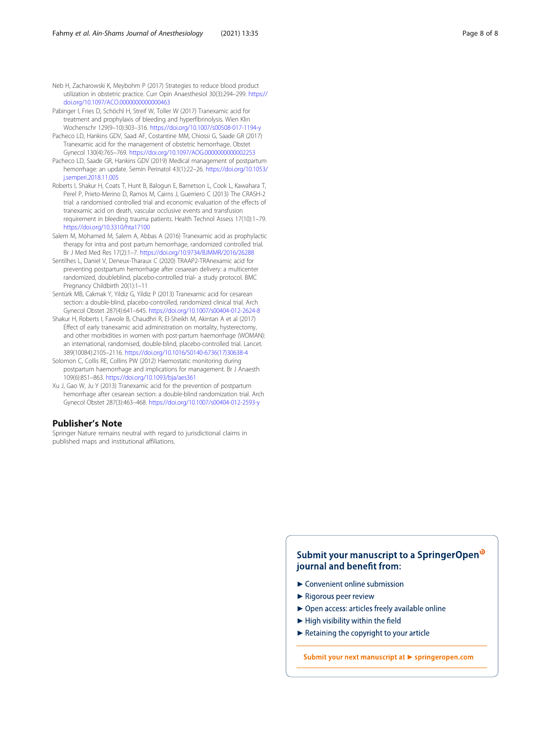Neb H, Zacharowski K, Meybohm P (2017) Strategies to reduce blood product utilization in obstetric practice. Curr Opin Anaesthesiol 30(3):294–299. https://doi.org/10.1097/ACO.0000000000000463

Pabinger I, Fries D, Schöchl H, Streif W, Toller W (2017) Tranexamic acid for treatment and prophylaxis of bleeding and hyperfibrinolysis. Wien Klin Wochenschr 129(9–10):303–316. https://doi.org/10.1007/s00508-017-1194-y

Pacheco LD, Hankins GDV, Saad AF, Costantine MM, Chiossi G, Saade GR (2017) Tranexamic acid for the management of obstetric hemorrhage. Obstet Gynecol 130(4):765–769. https://doi.org/10.1097/AOG.0000000000002253

Pacheco LD, Saade GR, Hankins GDV (2019) Medical management of postpartum hemorrhage: an update. Semin Perinatol 43(1):22–26. https://doi.org/10.1053/j.semperi.2018.11.005

Roberts I, Shakur H, Coats T, Hunt B, Balogun E, Barnetson L, Cook L, Kawahara T, Perel P, Prieto-Merino D, Ramos M, Cairns J, Guerriero C (2013) The CRASH-2 trial: a randomised controlled trial and economic evaluation of the effects of tranexamic acid on death, vascular occlusive events and transfusion requirement in bleeding trauma patients. Health Technol Assess 17(10):1–79. https://doi.org/10.3310/hta17100

Salem M, Mohamed M, Salem A, Abbas A (2016) Tranexamic acid as prophylactic therapy for intra and post partum hemorrhage, randomized controlled trial. Br J Med Med Res 17(2):1–7. https://doi.org/10.9734/BJMMR/2016/26288

Sentilhes L, Daniel V, Deneux-Tharaux C (2020) TRAAP2-TRAnexamic acid for preventing postpartum hemorrhage after cesarean delivery: a multicenter randomized, doubleblind, placebo-controlled trial- a study protocol. BMC Pregnancy Childbirth 20(1):1–11

Sentürk MB, Cakmak Y, Yildiz G, Yildiz P (2013) Tranexamic acid for cesarean section: a double-blind, placebo-controlled, randomized clinical trial. Arch Gynecol Obstet 287(4):641–645. https://doi.org/10.1007/s00404-012-2624-8

Shakur H, Roberts I, Fawole B, Chaudhri R, El-Sheikh M, Akintan A et al (2017) Effect of early tranexamic acid administration on mortality, hysterectomy, and other morbidities in women with post-partum haemorrhage (WOMAN): an international, randomised, double-blind, placebo-controlled trial. Lancet. 389(10084):2105–2116. https://doi.org/10.1016/S0140-6736(17)30638-4

Solomon C, Collis RE, Collins PW (2012) Haemostatic monitoring during postpartum haemorrhage and implications for management. Br J Anaesth 109(6):851–863. https://doi.org/10.1093/bja/aes361

Xu J, Gao W, Ju Y (2013) Tranexamic acid for the prevention of postpartum hemorrhage after cesarean section: a double-blind randomization trial. Arch Gynecol Obstet 287(3):463–468. https://doi.org/10.1007/s00404-012-2593-y

## Publisher's Note

Springer Nature remains neutral with regard to jurisdictional claims in published maps and institutional affiliations.

**Submit your manuscript to a SpringerOpen journal and benefit from:**

- Convenient online submission
- Rigorous peer review
- Open access: articles freely available online
- High visibility within the field
- Retaining the copyright to your article

Submit your next manuscript at ► springeropen.com